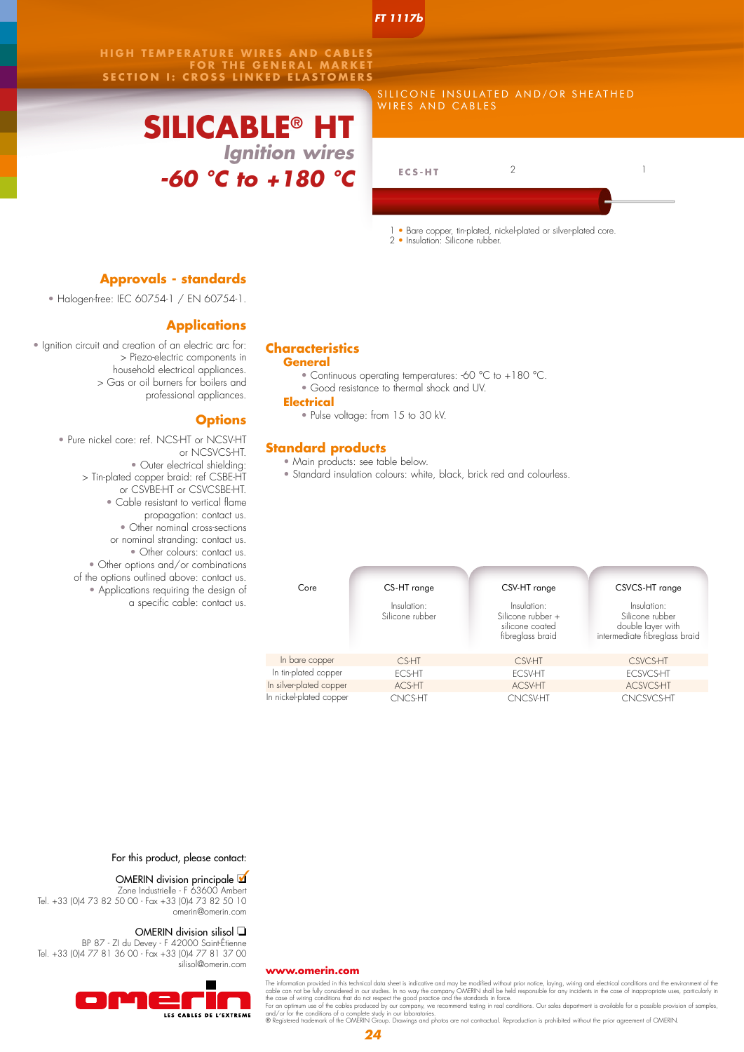FT 1117b

HIGH TEMPERATURE WIRES AND CABLES FOR THE GENERAL MARKET
SECTION I: CROSS LINKED ELASTOMERS

SILICONE INSULATED AND/OR SHEATHED WIRES AND CABLES

# SILICABLE® HT

## Ignition wires

## -60 °C to +180 °C

ECS-HT

1 • Bare copper, tin-plated, nickel-plated or silver-plated core.
2 • Insulation: Silicone rubber.

## Approvals - standards

- Halogen-free: IEC 60754-1 / EN 60754-1.

## Applications

- Ignition circuit and creation of an electric arc for:
  > Piezo-electric components in household electrical appliances.
  > Gas or oil burners for boilers and professional appliances.

## Options

- Pure nickel core: ref. NCS-HT or NCSV-HT or NCSVCS-HT.
- Outer electrical shielding:
  > Tin-plated copper braid: ref CSBE-HT or CSVBE-HT or CSVCSBE-HT.
- Cable resistant to vertical flame propagation: contact us.
- Other nominal cross-sections or nominal stranding: contact us.
- Other colours: contact us.
- Other options and/or combinations of the options outlined above: contact us.
- Applications requiring the design of a specific cable: contact us.

## Characteristics

### General

- Continuous operating temperatures: -60 °C to +180 °C.
- Good resistance to thermal shock and UV.

### Electrical

- Pulse voltage: from 15 to 30 kV.

## Standard products

- Main products: see table below.
- Standard insulation colours: white, black, brick red and colourless.

| Core | CS-HT range<br>Insulation:<br>Silicone rubber | CSV-HT range<br>Insulation:<br>Silicone rubber + silicone coated fibreglass braid | CSVCS-HT range<br>Insulation:<br>Silicone rubber double layer with intermediate fibreglass braid |
|---|---|---|---|
| In bare copper | CS-HT | CSV-HT | CSVCS-HT |
| In tin-plated copper | ECS-HT | ECSV-HT | ECSVCS-HT |
| In silver-plated copper | ACS-HT | ACSV-HT | ACSVCS-HT |
| In nickel-plated copper | CNCS-HT | CNCSV-HT | CNCSVCS-HT |

For this product, please contact:

OMERIN division principale ☑
Zone Industrielle - F 63600 Ambert
Tel. +33 (0)4 73 82 50 00 - Fax +33 (0)4 73 82 50 10
omerin@omerin.com

OMERIN division silisol ☐
BP 87 - ZI du Devey - F 42000 Saint-Étienne
Tel. +33 (0)4 77 81 36 00 - Fax +33 (0)4 77 81 37 00
silisol@omerin.com

omerin
LES CABLES DE L'EXTREME

**www.omerin.com**

The information provided in this technical data sheet is indicative and may be modified without prior notice, laying, wiring and electrical conditions and the environment of the cable can not be fully considered in our studies. In no way the company OMERIN shall be held responsible for any incidents in the case of inappropriate uses, particularly in the case of wiring conditions that do not respect the good practice and the standards in force.
For an optimum use of the cables produced by our company, we recommend testing in real conditions. Our sales department is available for a possible provision of samples, and/or for the conditions of a complete study in our laboratories.
® Registered trademark of the OMERIN Group. Drawings and photos are not contractual. Reproduction is prohibited without the prior agreement of OMERIN.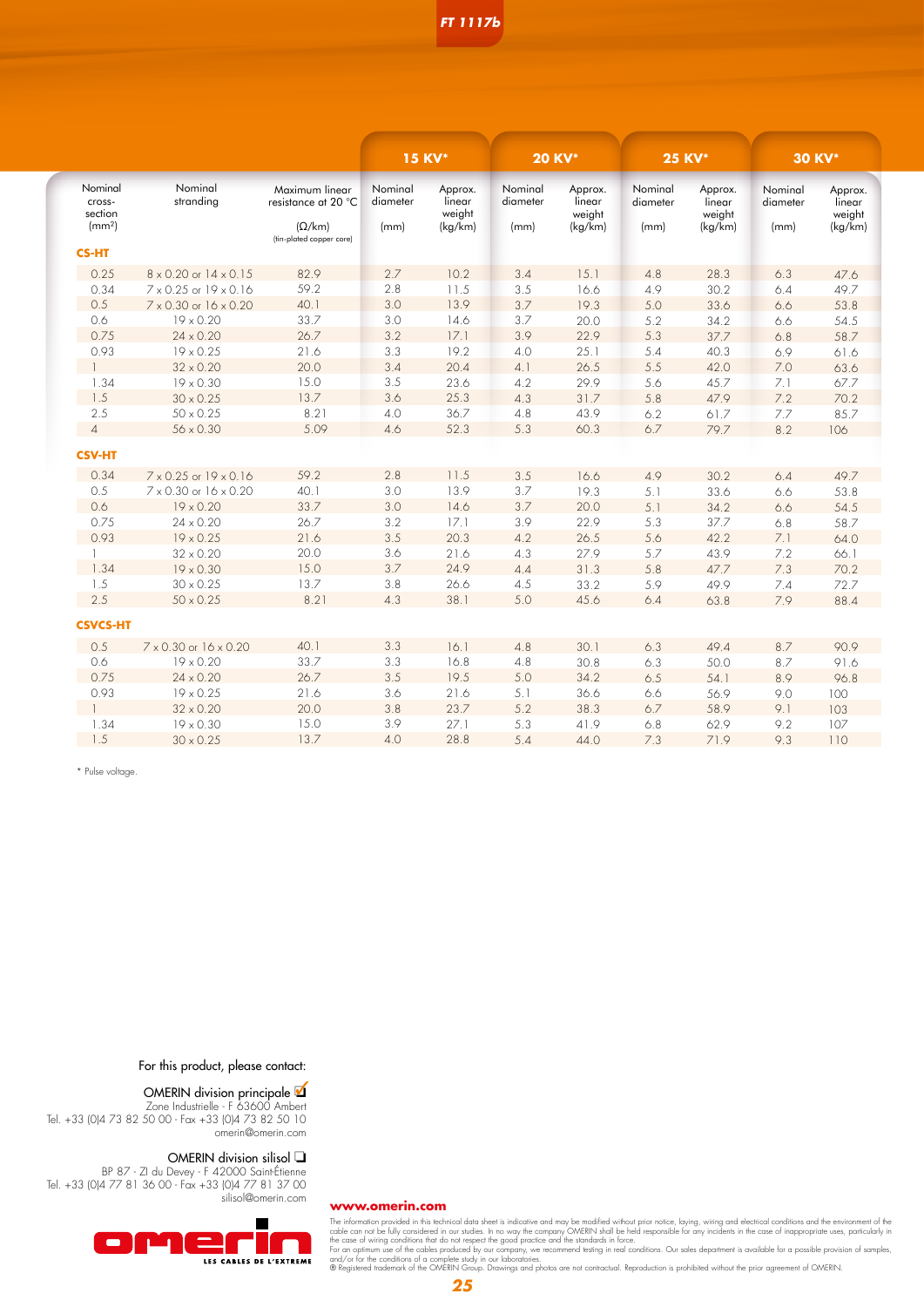| Nominal cross-section (mm²) | Nominal stranding | Maximum linear resistance at 20 °C (Ω/km) (tin-plated copper core) | 15 KV* | | 20 KV* | | 25 KV* | | 30 KV* | |
|---|---|---|---|---|---|---|---|---|---|---|
| | | | Nominal diameter (mm) | Approx. linear weight (kg/km) | Nominal diameter (mm) | Approx. linear weight (kg/km) | Nominal diameter (mm) | Approx. linear weight (kg/km) | Nominal diameter (mm) | Approx. linear weight (kg/km) |
| **CS-HT** | | | | | | | | | | |
| 0.25 | 8 x 0.20 or 14 x 0.15 | 82.9 | 2.7 | 10.2 | 3.4 | 15.1 | 4.8 | 28.3 | 6.3 | 47.6 |
| 0.34 | 7 x 0.25 or 19 x 0.16 | 59.2 | 2.8 | 11.5 | 3.5 | 16.6 | 4.9 | 30.2 | 6.4 | 49.7 |
| 0.5 | 7 x 0.30 or 16 x 0.20 | 40.1 | 3.0 | 13.9 | 3.7 | 19.3 | 5.0 | 33.6 | 6.6 | 53.8 |
| 0.6 | 19 x 0.20 | 33.7 | 3.0 | 14.6 | 3.7 | 20.0 | 5.2 | 34.2 | 6.6 | 54.5 |
| 0.75 | 24 x 0.20 | 26.7 | 3.2 | 17.1 | 3.9 | 22.9 | 5.3 | 37.7 | 6.8 | 58.7 |
| 0.93 | 19 x 0.25 | 21.6 | 3.3 | 19.2 | 4.0 | 25.1 | 5.4 | 40.3 | 6.9 | 61.6 |
| 1 | 32 x 0.20 | 20.0 | 3.4 | 20.4 | 4.1 | 26.5 | 5.5 | 42.0 | 7.0 | 63.6 |
| 1.34 | 19 x 0.30 | 15.0 | 3.5 | 23.6 | 4.2 | 29.9 | 5.6 | 45.7 | 7.1 | 67.7 |
| 1.5 | 30 x 0.25 | 13.7 | 3.6 | 25.3 | 4.3 | 31.7 | 5.8 | 47.9 | 7.2 | 70.2 |
| 2.5 | 50 x 0.25 | 8.21 | 4.0 | 36.7 | 4.8 | 43.9 | 6.2 | 61.7 | 7.7 | 85.7 |
| 4 | 56 x 0.30 | 5.09 | 4.6 | 52.3 | 5.3 | 60.3 | 6.7 | 79.7 | 8.2 | 106 |
| **CSV-HT** | | | | | | | | | | |
| 0.34 | 7 x 0.25 or 19 x 0.16 | 59.2 | 2.8 | 11.5 | 3.5 | 16.6 | 4.9 | 30.2 | 6.4 | 49.7 |
| 0.5 | 7 x 0.30 or 16 x 0.20 | 40.1 | 3.0 | 13.9 | 3.7 | 19.3 | 5.1 | 33.6 | 6.6 | 53.8 |
| 0.6 | 19 x 0.20 | 33.7 | 3.0 | 14.6 | 3.7 | 20.0 | 5.1 | 34.2 | 6.6 | 54.5 |
| 0.75 | 24 x 0.20 | 26.7 | 3.2 | 17.1 | 3.9 | 22.9 | 5.3 | 37.7 | 6.8 | 58.7 |
| 0.93 | 19 x 0.25 | 21.6 | 3.5 | 20.3 | 4.2 | 26.5 | 5.6 | 42.2 | 7.1 | 64.0 |
| 1 | 32 x 0.20 | 20.0 | 3.6 | 21.6 | 4.3 | 27.9 | 5.7 | 43.9 | 7.2 | 66.1 |
| 1.34 | 19 x 0.30 | 15.0 | 3.7 | 24.9 | 4.4 | 31.3 | 5.8 | 47.7 | 7.3 | 70.2 |
| 1.5 | 30 x 0.25 | 13.7 | 3.8 | 26.6 | 4.5 | 33.2 | 5.9 | 49.9 | 7.4 | 72.7 |
| 2.5 | 50 x 0.25 | 8.21 | 4.3 | 38.1 | 5.0 | 45.6 | 6.4 | 63.8 | 7.9 | 88.4 |
| **CSVCS-HT** | | | | | | | | | | |
| 0.5 | 7 x 0.30 or 16 x 0.20 | 40.1 | 3.3 | 16.1 | 4.8 | 30.1 | 6.3 | 49.4 | 8.7 | 90.9 |
| 0.6 | 19 x 0.20 | 33.7 | 3.3 | 16.8 | 4.8 | 30.8 | 6.3 | 50.0 | 8.7 | 91.6 |
| 0.75 | 24 x 0.20 | 26.7 | 3.5 | 19.5 | 5.0 | 34.2 | 6.5 | 54.1 | 8.9 | 96.8 |
| 0.93 | 19 x 0.25 | 21.6 | 3.6 | 21.6 | 5.1 | 36.6 | 6.6 | 56.9 | 9.0 | 100 |
| 1 | 32 x 0.20 | 20.0 | 3.8 | 23.7 | 5.2 | 38.3 | 6.7 | 58.9 | 9.1 | 103 |
| 1.34 | 19 x 0.30 | 15.0 | 3.9 | 27.1 | 5.3 | 41.9 | 6.8 | 62.9 | 9.2 | 107 |
| 1.5 | 30 x 0.25 | 13.7 | 4.0 | 28.8 | 5.4 | 44.0 | 7.3 | 71.9 | 9.3 | 110 |

* Pulse voltage.

For this product, please contact:

**OMERIN division principale** ☑
Zone Industrielle - F 63600 Ambert
Tel. +33 (0)4 73 82 50 00 - Fax +33 (0)4 73 82 50 10
omerin@omerin.com

**OMERIN division silisol** ☐
BP 87 - ZI du Devey - F 42000 Saint-Étienne
Tel. +33 (0)4 77 81 36 00 - Fax +33 (0)4 77 81 37 00
silisol@omerin.com

omerin — LES CABLES DE L'EXTREME

**www.omerin.com**

The information provided in this technical data sheet is indicative and may be modified without prior notice, laying, wiring and electrical conditions and the environment of the cable can not be fully considered in our studies. In no way the company OMERIN shall be held responsible for any incidents in the case of inappropriate uses, particularly in the case of wiring conditions that do not respect the good practice and the standards in force.
For an optimum use of the cables produced by our company, we recommend testing in real conditions. Our sales department is available for a possible provision of samples, and/or for the conditions of a complete study in our laboratories.
® Registered trademark of the OMERIN Group. Drawings and photos are not contractual. Reproduction is prohibited without the prior agreement of OMERIN.